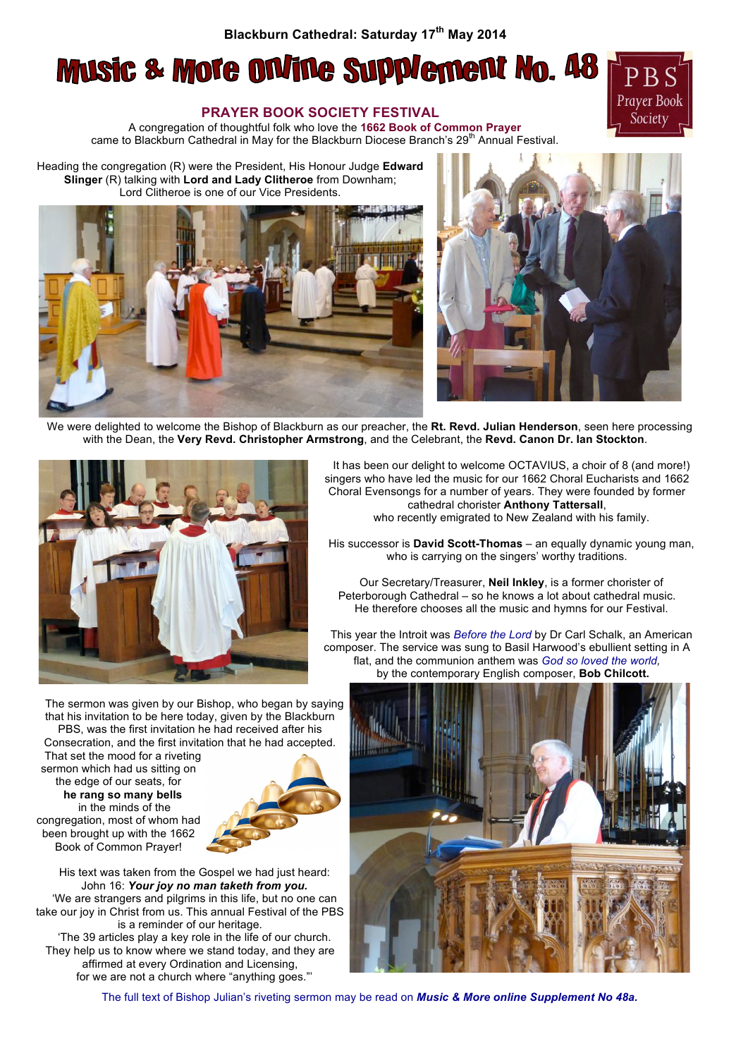Blackburn Cathedral: Saturday 17th May 2014

# Music & More Online Supplement No. 48

## PRAYER BOOK SOCIETY FESTIVAL

PBS Prayer Book Society

A congregation of thoughtful folk who love the **1662 Book of Common Prayer** came to Blackburn Cathedral in May for the Blackburn Diocese Branch's 29th Annual Festival.

Heading the congregation (R) were the President, His Honour Judge **Edward Slinger** (R) talking with **Lord and Lady Clitheroe** from Downham; Lord Clitheroe is one of our Vice Presidents.

We were delighted to welcome the Bishop of Blackburn as our preacher, the **Rt. Revd. Julian Henderson**, seen here processing with the Dean, the **Very Revd. Christopher Armstrong**, and the Celebrant, the **Revd. Canon Dr. Ian Stockton**.

It has been our delight to welcome OCTAVIUS, a choir of 8 (and more!) singers who have led the music for our 1662 Choral Eucharists and 1662 Choral Evensongs for a number of years. They were founded by former cathedral chorister **Anthony Tattersall**, who recently emigrated to New Zealand with his family.

His successor is **David Scott-Thomas** – an equally dynamic young man, who is carrying on the singers' worthy traditions.

Our Secretary/Treasurer, **Neil Inkley**, is a former chorister of Peterborough Cathedral – so he knows a lot about cathedral music. He therefore chooses all the music and hymns for our Festival.

This year the Introit was *Before the Lord* by Dr Carl Schalk, an American composer. The service was sung to Basil Harwood's ebullient setting in A flat, and the communion anthem was *God so loved the world,* by the contemporary English composer, **Bob Chilcott.**

The sermon was given by our Bishop, who began by saying that his invitation to be here today, given by the Blackburn PBS, was the first invitation he had received after his Consecration, and the first invitation that he had accepted. That set the mood for a riveting sermon which had us sitting on the edge of our seats, for **he rang so many bells** in the minds of the congregation, most of whom had been brought up with the 1662 Book of Common Prayer!

His text was taken from the Gospel we had just heard: John 16: ***Your joy no man taketh from you.***

'We are strangers and pilgrims in this life, but no one can take our joy in Christ from us. This annual Festival of the PBS is a reminder of our heritage.

'The 39 articles play a key role in the life of our church. They help us to know where we stand today, and they are affirmed at every Ordination and Licensing, for we are not a church where "anything goes."'

The full text of Bishop Julian's riveting sermon may be read on ***Music & More online Supplement No 48a.***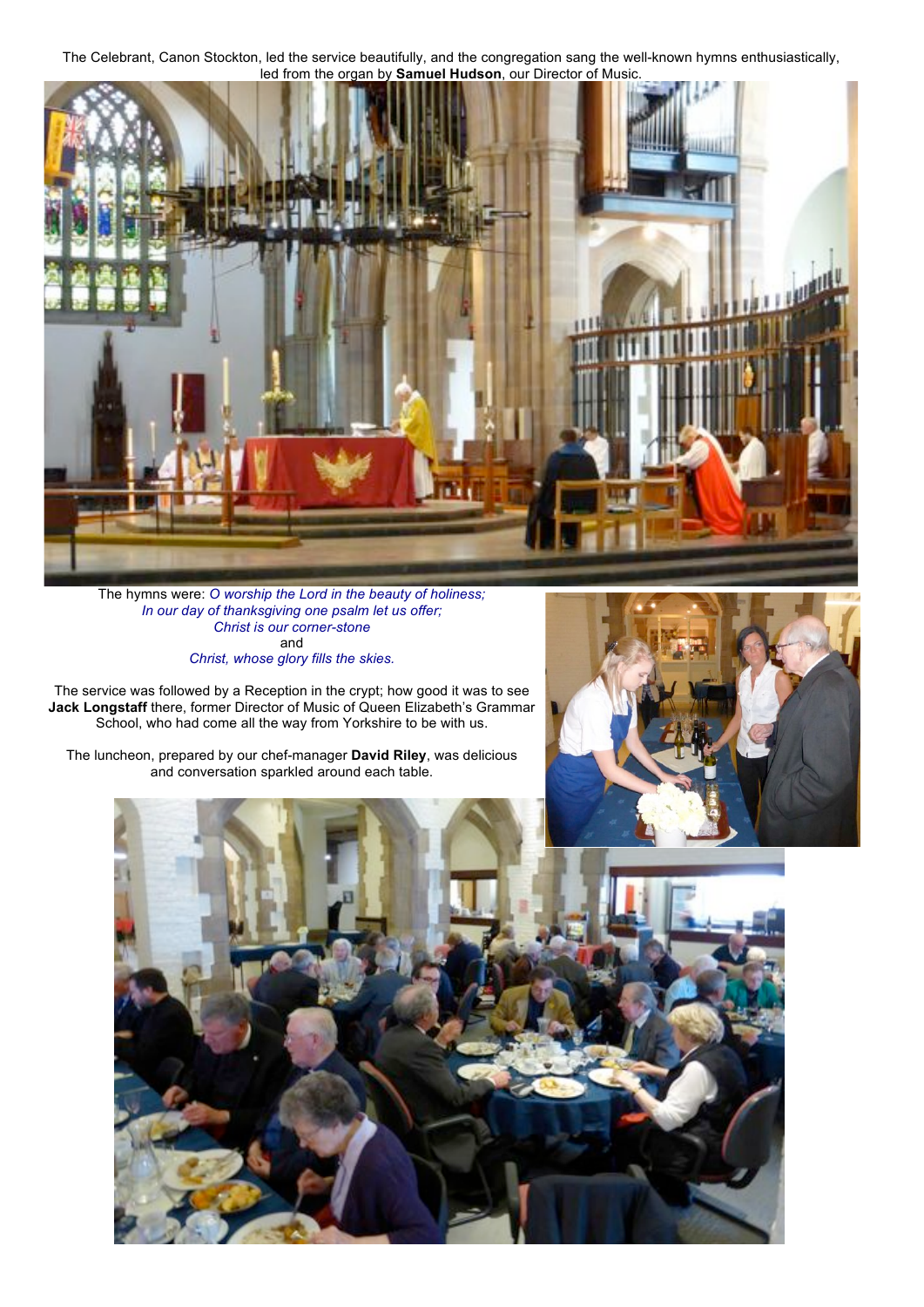The Celebrant, Canon Stockton, led the service beautifully, and the congregation sang the well-known hymns enthusiastically, led from the organ by **Samuel Hudson**, our Director of Music.

The hymns were: *O worship the Lord in the beauty of holiness;*
*In our day of thanksgiving one psalm let us offer;*
*Christ is our corner-stone*
and
*Christ, whose glory fills the skies.*

The service was followed by a Reception in the crypt; how good it was to see **Jack Longstaff** there, former Director of Music of Queen Elizabeth's Grammar School, who had come all the way from Yorkshire to be with us.

The luncheon, prepared by our chef-manager **David Riley**, was delicious and conversation sparkled around each table.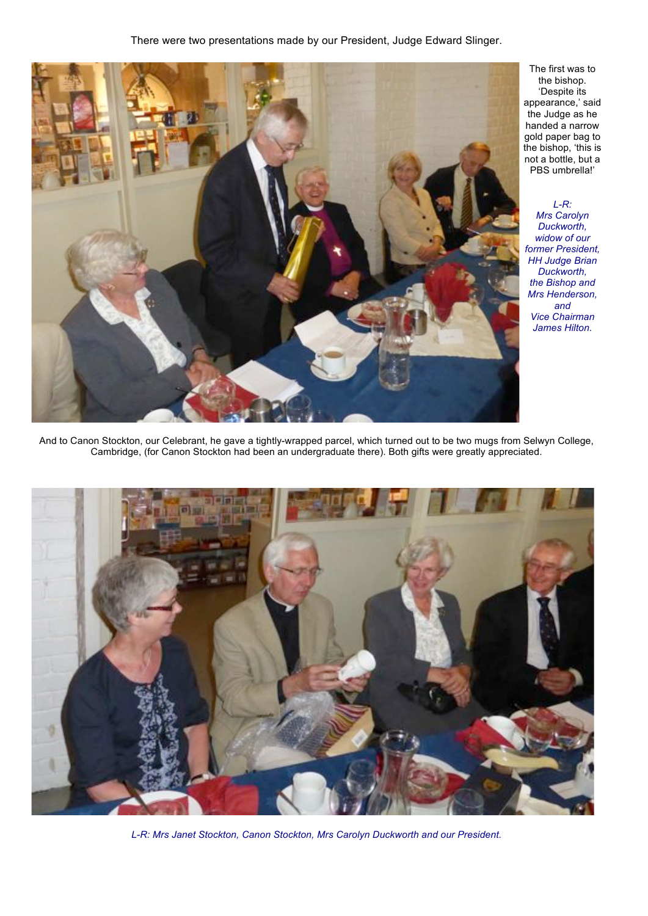There were two presentations made by our President, Judge Edward Slinger.

The first was to the bishop. 'Despite its appearance,' said the Judge as he handed a narrow gold paper bag to the bishop, 'this is not a bottle, but a PBS umbrella!'

*L-R: Mrs Carolyn Duckworth, widow of our former President, HH Judge Brian Duckworth, the Bishop and Mrs Henderson, and Vice Chairman James Hilton.*

And to Canon Stockton, our Celebrant, he gave a tightly-wrapped parcel, which turned out to be two mugs from Selwyn College, Cambridge, (for Canon Stockton had been an undergraduate there). Both gifts were greatly appreciated.

*L-R: Mrs Janet Stockton, Canon Stockton, Mrs Carolyn Duckworth and our President.*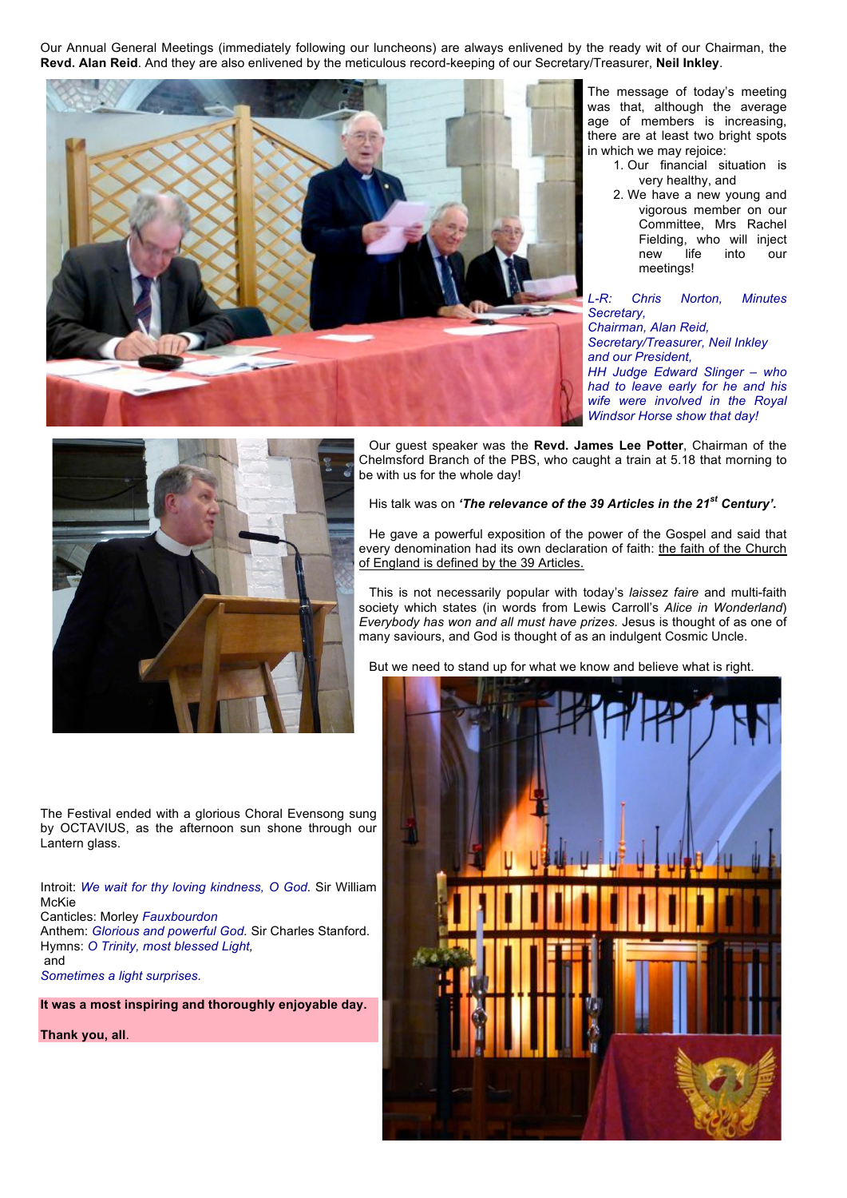Our Annual General Meetings (immediately following our luncheons) are always enlivened by the ready wit of our Chairman, the **Revd. Alan Reid**. And they are also enlivened by the meticulous record-keeping of our Secretary/Treasurer, **Neil Inkley**.

The message of today's meeting was that, although the average age of members is increasing, there are at least two bright spots in which we may rejoice:

1. Our financial situation is very healthy, and
2. We have a new young and vigorous member on our Committee, Mrs Rachel Fielding, who will inject new life into our meetings!

*L-R: Chris Norton, Minutes Secretary, Chairman, Alan Reid, Secretary/Treasurer, Neil Inkley and our President, HH Judge Edward Slinger – who had to leave early for he and his wife were involved in the Royal Windsor Horse show that day!*

Our guest speaker was the **Revd. James Lee Potter**, Chairman of the Chelmsford Branch of the PBS, who caught a train at 5.18 that morning to be with us for the whole day!

His talk was on ***'The relevance of the 39 Articles in the 21st Century'.***

He gave a powerful exposition of the power of the Gospel and said that every denomination had its own declaration of faith: the faith of the Church of England is defined by the 39 Articles.

This is not necessarily popular with today's *laissez faire* and multi-faith society which states (in words from Lewis Carroll's *Alice in Wonderland*) *Everybody has won and all must have prizes.* Jesus is thought of as one of many saviours, and God is thought of as an indulgent Cosmic Uncle.

But we need to stand up for what we know and believe what is right.

The Festival ended with a glorious Choral Evensong sung by OCTAVIUS, as the afternoon sun shone through our Lantern glass.

Introit: *We wait for thy loving kindness, O God.* Sir William McKie
Canticles: Morley *Fauxbourdon*
Anthem: *Glorious and powerful God.* Sir Charles Stanford.
Hymns: *O Trinity, most blessed Light,*
and
*Sometimes a light surprises.*

**It was a most inspiring and thoroughly enjoyable day.**

**Thank you, all**.